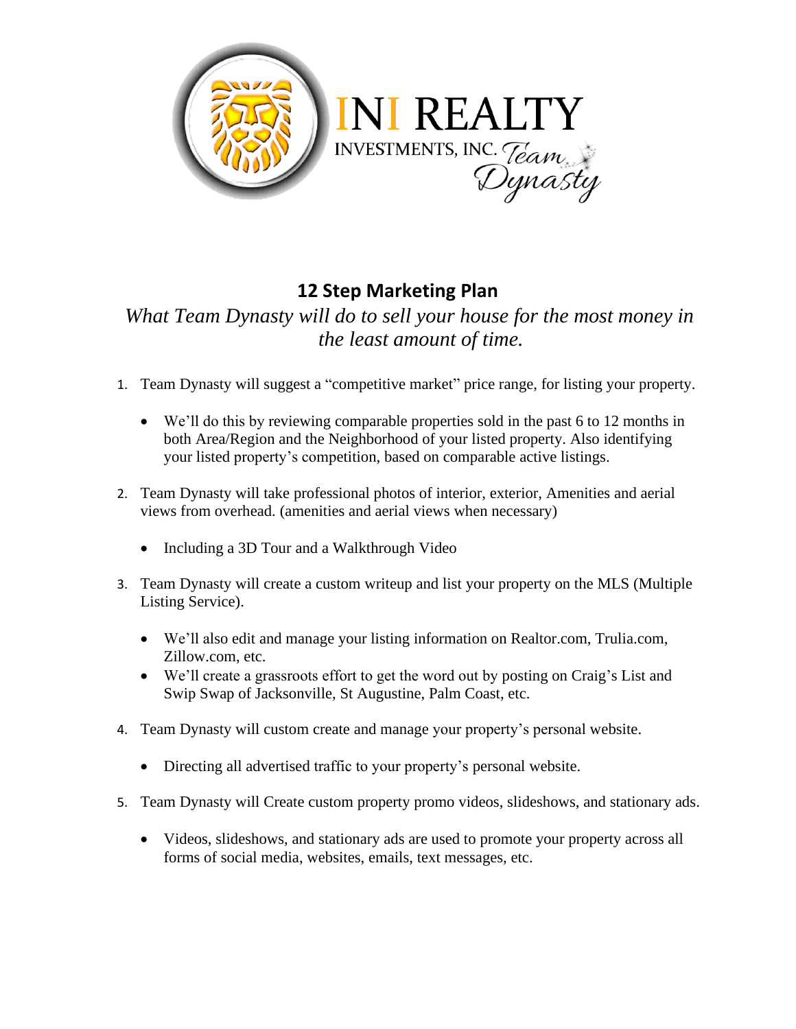INI REALTY

INVESTMENTS, INC. Team Dynasty

## 12 Step Marketing Plan

*What Team Dynasty will do to sell your house for the most money in the least amount of time.*

1. Team Dynasty will suggest a "competitive market" price range, for listing your property.
   - We'll do this by reviewing comparable properties sold in the past 6 to 12 months in both Area/Region and the Neighborhood of your listed property. Also identifying your listed property's competition, based on comparable active listings.
2. Team Dynasty will take professional photos of interior, exterior, Amenities and aerial views from overhead. (amenities and aerial views when necessary)
   - Including a 3D Tour and a Walkthrough Video
3. Team Dynasty will create a custom writeup and list your property on the MLS (Multiple Listing Service).
   - We'll also edit and manage your listing information on Realtor.com, Trulia.com, Zillow.com, etc.
   - We'll create a grassroots effort to get the word out by posting on Craig's List and Swip Swap of Jacksonville, St Augustine, Palm Coast, etc.
4. Team Dynasty will custom create and manage your property's personal website.
   - Directing all advertised traffic to your property's personal website.
5. Team Dynasty will Create custom property promo videos, slideshows, and stationary ads.
   - Videos, slideshows, and stationary ads are used to promote your property across all forms of social media, websites, emails, text messages, etc.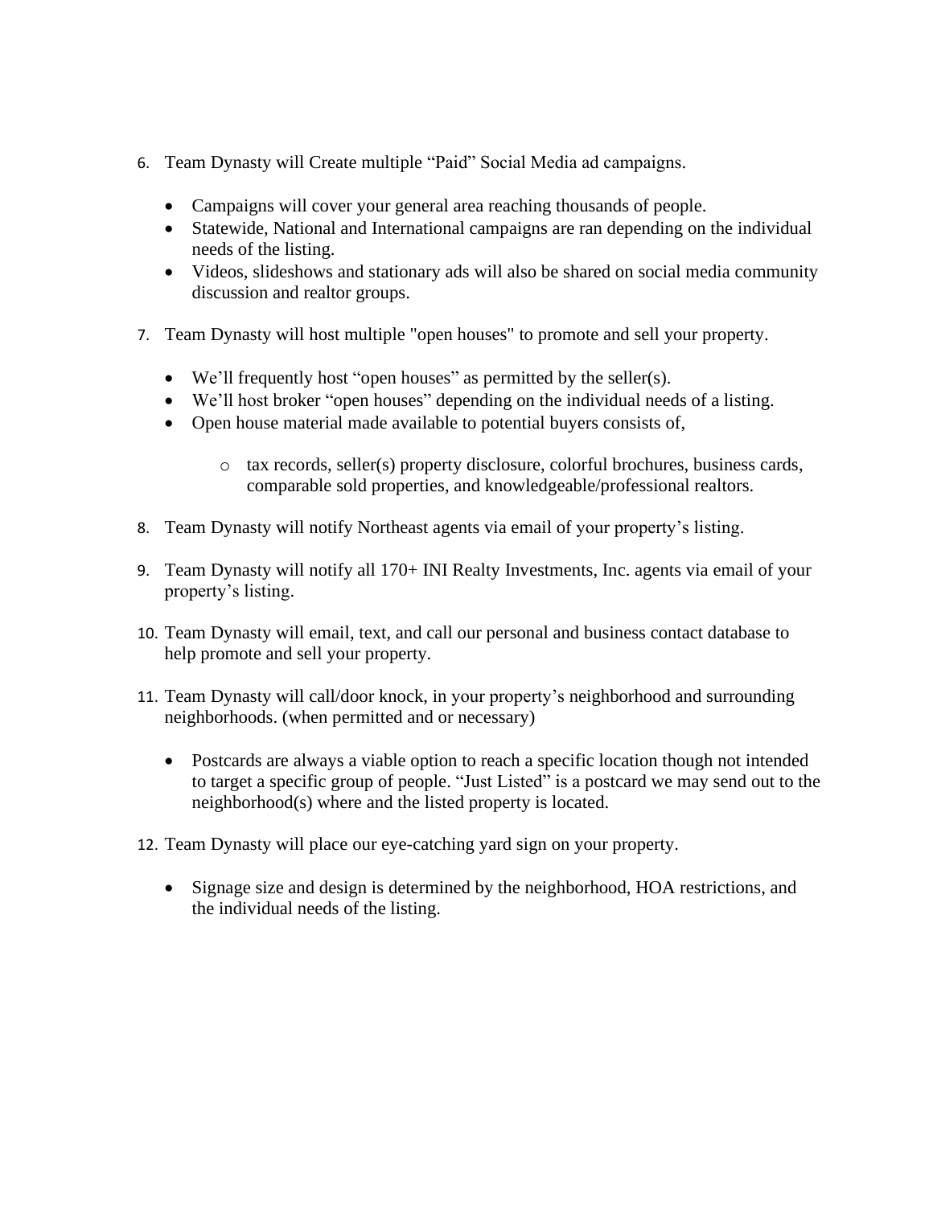6. Team Dynasty will Create multiple "Paid" Social Media ad campaigns.

    - Campaigns will cover your general area reaching thousands of people.
    - Statewide, National and International campaigns are ran depending on the individual needs of the listing.
    - Videos, slideshows and stationary ads will also be shared on social media community discussion and realtor groups.

7. Team Dynasty will host multiple "open houses" to promote and sell your property.

    - We'll frequently host "open houses" as permitted by the seller(s).
    - We'll host broker "open houses" depending on the individual needs of a listing.
    - Open house material made available to potential buyers consists of,

        - tax records, seller(s) property disclosure, colorful brochures, business cards, comparable sold properties, and knowledgeable/professional realtors.

8. Team Dynasty will notify Northeast agents via email of your property's listing.

9. Team Dynasty will notify all 170+ INI Realty Investments, Inc. agents via email of your property's listing.

10. Team Dynasty will email, text, and call our personal and business contact database to help promote and sell your property.

11. Team Dynasty will call/door knock, in your property's neighborhood and surrounding neighborhoods. (when permitted and or necessary)

    - Postcards are always a viable option to reach a specific location though not intended to target a specific group of people. "Just Listed" is a postcard we may send out to the neighborhood(s) where and the listed property is located.

12. Team Dynasty will place our eye-catching yard sign on your property.

    - Signage size and design is determined by the neighborhood, HOA restrictions, and the individual needs of the listing.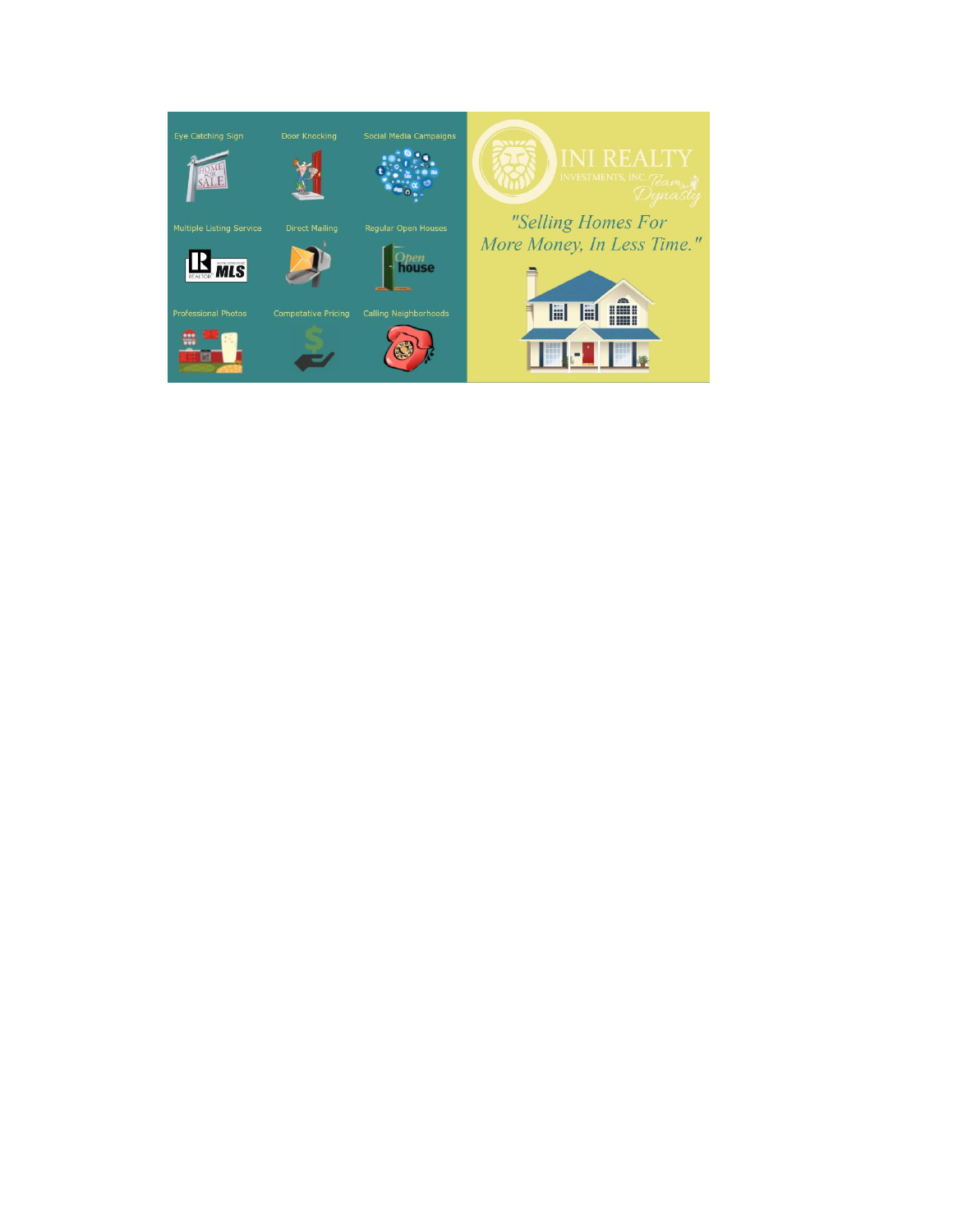Eye Catching Sign

Door Knocking

Social Media Campaigns

Multiple Listing Service

Direct Mailing

Regular Open Houses

Professional Photos

Competative Pricing

Calling Neighborhoods

INI REALTY

INVESTMENTS, INC. Team Dynasty

"Selling Homes For More Money, In Less Time."